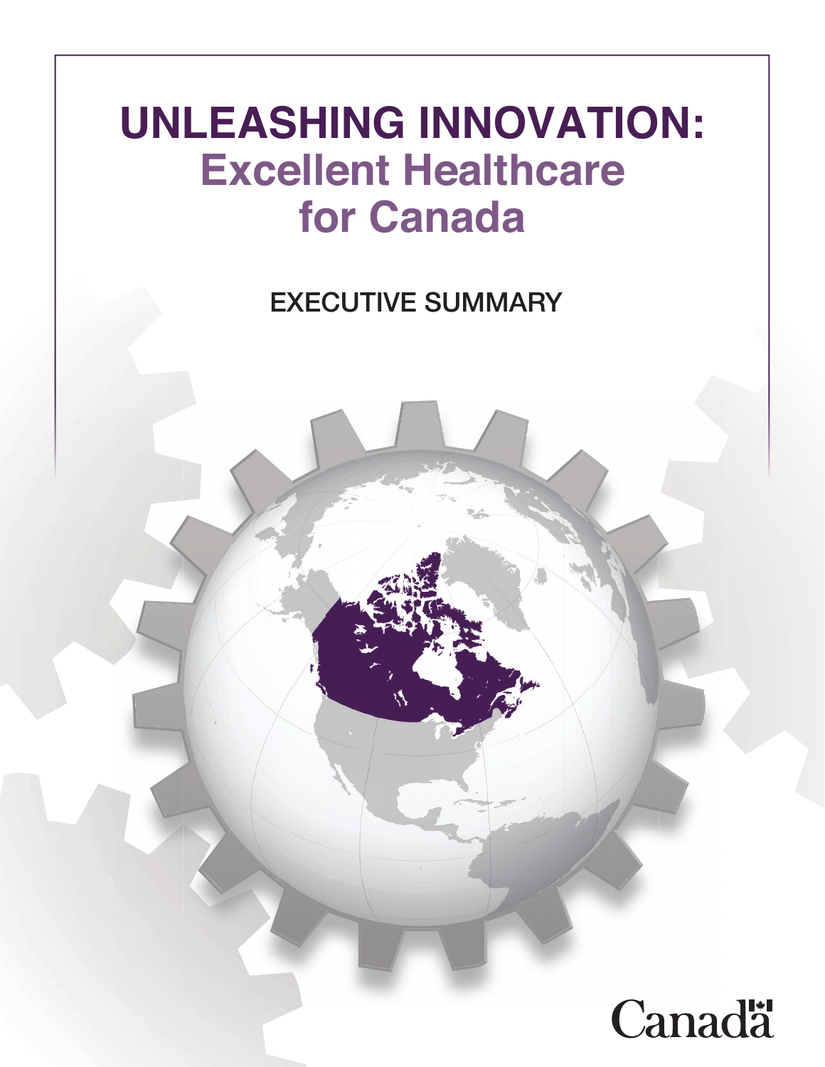# UNLEASHING INNOVATION: Excellent Healthcare for Canada

## EXECUTIVE SUMMARY

Canada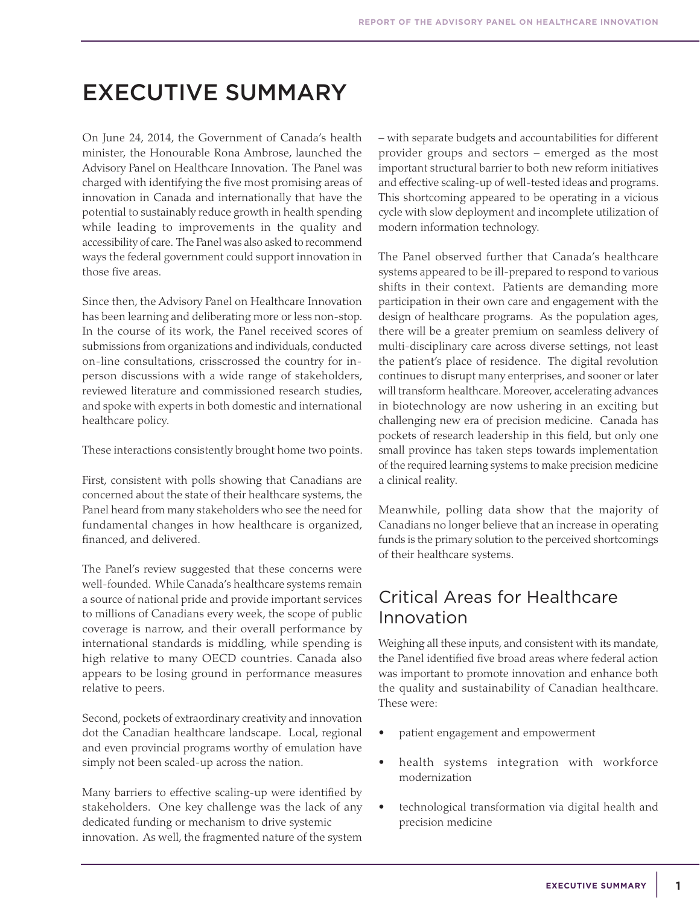# EXECUTIVE SUMMARY

On June 24, 2014, the Government of Canada's health minister, the Honourable Rona Ambrose, launched the Advisory Panel on Healthcare Innovation. The Panel was charged with identifying the five most promising areas of innovation in Canada and internationally that have the potential to sustainably reduce growth in health spending while leading to improvements in the quality and accessibility of care. The Panel was also asked to recommend ways the federal government could support innovation in those five areas.

Since then, the Advisory Panel on Healthcare Innovation has been learning and deliberating more or less non-stop. In the course of its work, the Panel received scores of submissions from organizations and individuals, conducted on-line consultations, crisscrossed the country for in-person discussions with a wide range of stakeholders, reviewed literature and commissioned research studies, and spoke with experts in both domestic and international healthcare policy.

These interactions consistently brought home two points.

First, consistent with polls showing that Canadians are concerned about the state of their healthcare systems, the Panel heard from many stakeholders who see the need for fundamental changes in how healthcare is organized, financed, and delivered.

The Panel's review suggested that these concerns were well-founded. While Canada's healthcare systems remain a source of national pride and provide important services to millions of Canadians every week, the scope of public coverage is narrow, and their overall performance by international standards is middling, while spending is high relative to many OECD countries. Canada also appears to be losing ground in performance measures relative to peers.

Second, pockets of extraordinary creativity and innovation dot the Canadian healthcare landscape. Local, regional and even provincial programs worthy of emulation have simply not been scaled-up across the nation.

Many barriers to effective scaling-up were identified by stakeholders. One key challenge was the lack of any dedicated funding or mechanism to drive systemic innovation. As well, the fragmented nature of the system – with separate budgets and accountabilities for different provider groups and sectors – emerged as the most important structural barrier to both new reform initiatives and effective scaling-up of well-tested ideas and programs. This shortcoming appeared to be operating in a vicious cycle with slow deployment and incomplete utilization of modern information technology.

The Panel observed further that Canada's healthcare systems appeared to be ill-prepared to respond to various shifts in their context. Patients are demanding more participation in their own care and engagement with the design of healthcare programs. As the population ages, there will be a greater premium on seamless delivery of multi-disciplinary care across diverse settings, not least the patient's place of residence. The digital revolution continues to disrupt many enterprises, and sooner or later will transform healthcare. Moreover, accelerating advances in biotechnology are now ushering in an exciting but challenging new era of precision medicine. Canada has pockets of research leadership in this field, but only one small province has taken steps towards implementation of the required learning systems to make precision medicine a clinical reality.

Meanwhile, polling data show that the majority of Canadians no longer believe that an increase in operating funds is the primary solution to the perceived shortcomings of their healthcare systems.

## Critical Areas for Healthcare Innovation

Weighing all these inputs, and consistent with its mandate, the Panel identified five broad areas where federal action was important to promote innovation and enhance both the quality and sustainability of Canadian healthcare. These were:

- patient engagement and empowerment
- health systems integration with workforce modernization
- technological transformation via digital health and precision medicine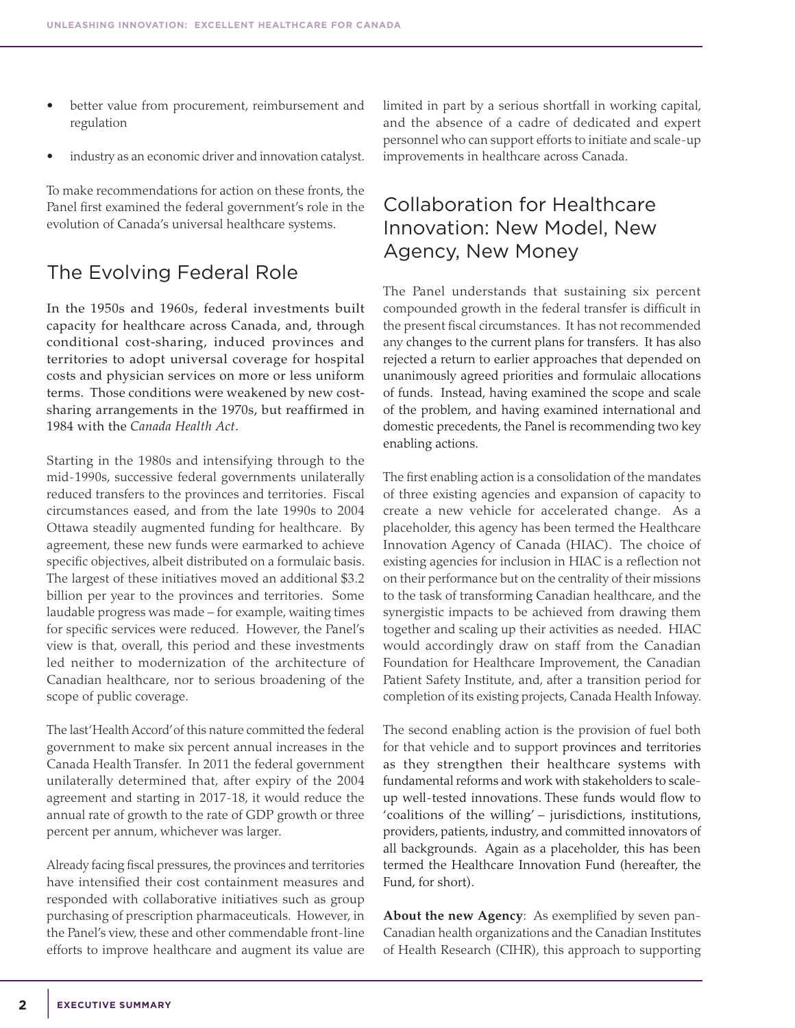- better value from procurement, reimbursement and regulation
- industry as an economic driver and innovation catalyst.

To make recommendations for action on these fronts, the Panel first examined the federal government's role in the evolution of Canada's universal healthcare systems.

## The Evolving Federal Role

In the 1950s and 1960s, federal investments built capacity for healthcare across Canada, and, through conditional cost-sharing, induced provinces and territories to adopt universal coverage for hospital costs and physician services on more or less uniform terms. Those conditions were weakened by new cost-sharing arrangements in the 1970s, but reaffirmed in 1984 with the *Canada Health Act*.

Starting in the 1980s and intensifying through to the mid-1990s, successive federal governments unilaterally reduced transfers to the provinces and territories. Fiscal circumstances eased, and from the late 1990s to 2004 Ottawa steadily augmented funding for healthcare. By agreement, these new funds were earmarked to achieve specific objectives, albeit distributed on a formulaic basis. The largest of these initiatives moved an additional $3.2 billion per year to the provinces and territories. Some laudable progress was made – for example, waiting times for specific services were reduced. However, the Panel's view is that, overall, this period and these investments led neither to modernization of the architecture of Canadian healthcare, nor to serious broadening of the scope of public coverage.

The last 'Health Accord' of this nature committed the federal government to make six percent annual increases in the Canada Health Transfer. In 2011 the federal government unilaterally determined that, after expiry of the 2004 agreement and starting in 2017-18, it would reduce the annual rate of growth to the rate of GDP growth or three percent per annum, whichever was larger.

Already facing fiscal pressures, the provinces and territories have intensified their cost containment measures and responded with collaborative initiatives such as group purchasing of prescription pharmaceuticals. However, in the Panel's view, these and other commendable front-line efforts to improve healthcare and augment its value are limited in part by a serious shortfall in working capital, and the absence of a cadre of dedicated and expert personnel who can support efforts to initiate and scale-up improvements in healthcare across Canada.

## Collaboration for Healthcare Innovation: New Model, New Agency, New Money

The Panel understands that sustaining six percent compounded growth in the federal transfer is difficult in the present fiscal circumstances. It has not recommended any changes to the current plans for transfers. It has also rejected a return to earlier approaches that depended on unanimously agreed priorities and formulaic allocations of funds. Instead, having examined the scope and scale of the problem, and having examined international and domestic precedents, the Panel is recommending two key enabling actions.

The first enabling action is a consolidation of the mandates of three existing agencies and expansion of capacity to create a new vehicle for accelerated change. As a placeholder, this agency has been termed the Healthcare Innovation Agency of Canada (HIAC). The choice of existing agencies for inclusion in HIAC is a reflection not on their performance but on the centrality of their missions to the task of transforming Canadian healthcare, and the synergistic impacts to be achieved from drawing them together and scaling up their activities as needed. HIAC would accordingly draw on staff from the Canadian Foundation for Healthcare Improvement, the Canadian Patient Safety Institute, and, after a transition period for completion of its existing projects, Canada Health Infoway.

The second enabling action is the provision of fuel both for that vehicle and to support provinces and territories as they strengthen their healthcare systems with fundamental reforms and work with stakeholders to scale-up well-tested innovations. These funds would flow to 'coalitions of the willing' – jurisdictions, institutions, providers, patients, industry, and committed innovators of all backgrounds. Again as a placeholder, this has been termed the Healthcare Innovation Fund (hereafter, the Fund, for short).

**About the new Agency**: As exemplified by seven pan-Canadian health organizations and the Canadian Institutes of Health Research (CIHR), this approach to supporting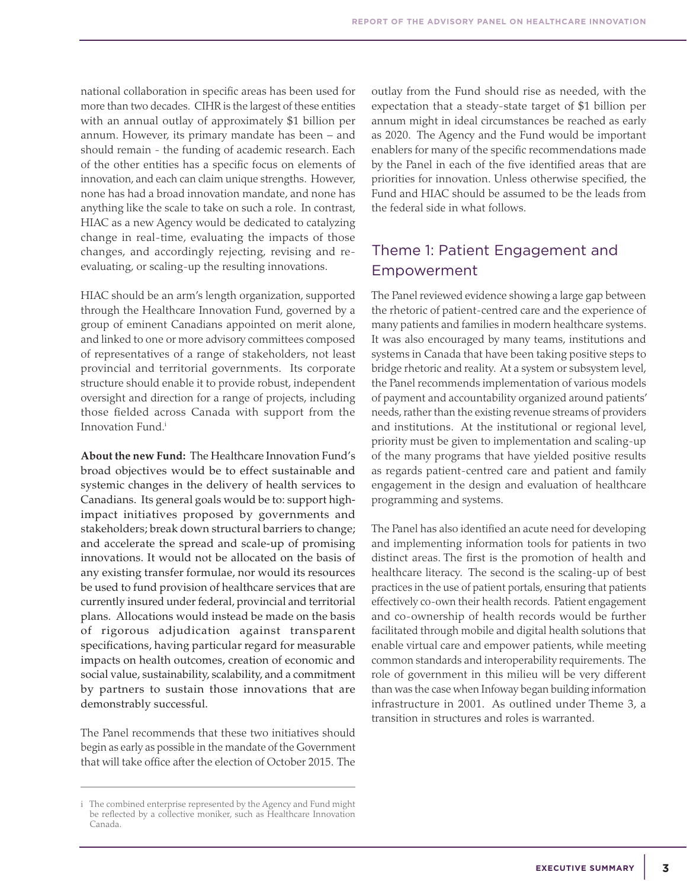national collaboration in specific areas has been used for more than two decades. CIHR is the largest of these entities with an annual outlay of approximately $1 billion per annum. However, its primary mandate has been – and should remain - the funding of academic research. Each of the other entities has a specific focus on elements of innovation, and each can claim unique strengths. However, none has had a broad innovation mandate, and none has anything like the scale to take on such a role. In contrast, HIAC as a new Agency would be dedicated to catalyzing change in real-time, evaluating the impacts of those changes, and accordingly rejecting, revising and re-evaluating, or scaling-up the resulting innovations.

HIAC should be an arm's length organization, supported through the Healthcare Innovation Fund, governed by a group of eminent Canadians appointed on merit alone, and linked to one or more advisory committees composed of representatives of a range of stakeholders, not least provincial and territorial governments. Its corporate structure should enable it to provide robust, independent oversight and direction for a range of projects, including those fielded across Canada with support from the Innovation Fund.[i]

**About the new Fund:** The Healthcare Innovation Fund's broad objectives would be to effect sustainable and systemic changes in the delivery of health services to Canadians. Its general goals would be to: support high-impact initiatives proposed by governments and stakeholders; break down structural barriers to change; and accelerate the spread and scale-up of promising innovations. It would not be allocated on the basis of any existing transfer formulae, nor would its resources be used to fund provision of healthcare services that are currently insured under federal, provincial and territorial plans. Allocations would instead be made on the basis of rigorous adjudication against transparent specifications, having particular regard for measurable impacts on health outcomes, creation of economic and social value, sustainability, scalability, and a commitment by partners to sustain those innovations that are demonstrably successful.

The Panel recommends that these two initiatives should begin as early as possible in the mandate of the Government that will take office after the election of October 2015. The outlay from the Fund should rise as needed, with the expectation that a steady-state target of $1 billion per annum might in ideal circumstances be reached as early as 2020. The Agency and the Fund would be important enablers for many of the specific recommendations made by the Panel in each of the five identified areas that are priorities for innovation. Unless otherwise specified, the Fund and HIAC should be assumed to be the leads from the federal side in what follows.

## Theme 1: Patient Engagement and Empowerment

The Panel reviewed evidence showing a large gap between the rhetoric of patient-centred care and the experience of many patients and families in modern healthcare systems. It was also encouraged by many teams, institutions and systems in Canada that have been taking positive steps to bridge rhetoric and reality. At a system or subsystem level, the Panel recommends implementation of various models of payment and accountability organized around patients' needs, rather than the existing revenue streams of providers and institutions. At the institutional or regional level, priority must be given to implementation and scaling-up of the many programs that have yielded positive results as regards patient-centred care and patient and family engagement in the design and evaluation of healthcare programming and systems.

The Panel has also identified an acute need for developing and implementing information tools for patients in two distinct areas. The first is the promotion of health and healthcare literacy. The second is the scaling-up of best practices in the use of patient portals, ensuring that patients effectively co-own their health records. Patient engagement and co-ownership of health records would be further facilitated through mobile and digital health solutions that enable virtual care and empower patients, while meeting common standards and interoperability requirements. The role of government in this milieu will be very different than was the case when Infoway began building information infrastructure in 2001. As outlined under Theme 3, a transition in structures and roles is warranted.

---

i The combined enterprise represented by the Agency and Fund might be reflected by a collective moniker, such as Healthcare Innovation Canada.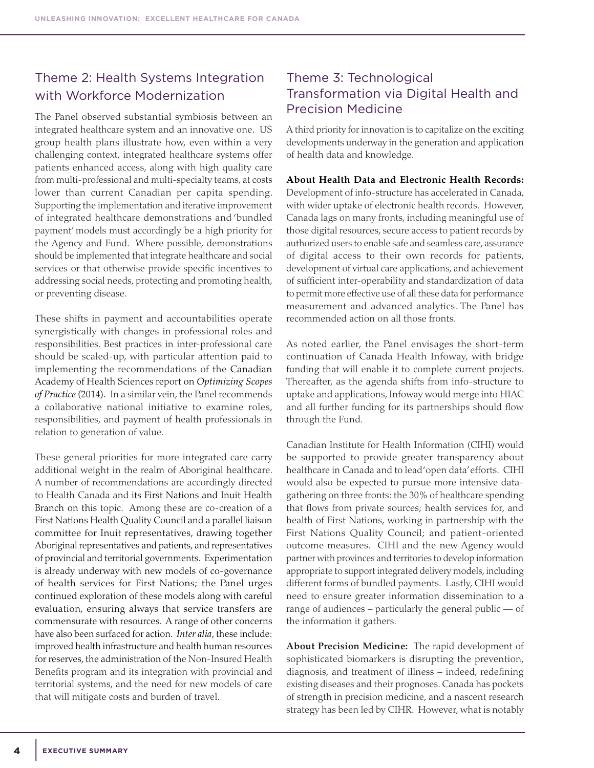## Theme 2: Health Systems Integration with Workforce Modernization

The Panel observed substantial symbiosis between an integrated healthcare system and an innovative one. US group health plans illustrate how, even within a very challenging context, integrated healthcare systems offer patients enhanced access, along with high quality care from multi-professional and multi-specialty teams, at costs lower than current Canadian per capita spending. Supporting the implementation and iterative improvement of integrated healthcare demonstrations and 'bundled payment' models must accordingly be a high priority for the Agency and Fund. Where possible, demonstrations should be implemented that integrate healthcare and social services or that otherwise provide specific incentives to addressing social needs, protecting and promoting health, or preventing disease.

These shifts in payment and accountabilities operate synergistically with changes in professional roles and responsibilities. Best practices in inter-professional care should be scaled-up, with particular attention paid to implementing the recommendations of the Canadian Academy of Health Sciences report on *Optimizing Scopes of Practice* (2014). In a similar vein, the Panel recommends a collaborative national initiative to examine roles, responsibilities, and payment of health professionals in relation to generation of value.

These general priorities for more integrated care carry additional weight in the realm of Aboriginal healthcare. A number of recommendations are accordingly directed to Health Canada and its First Nations and Inuit Health Branch on this topic. Among these are co-creation of a First Nations Health Quality Council and a parallel liaison committee for Inuit representatives, drawing together Aboriginal representatives and patients, and representatives of provincial and territorial governments. Experimentation is already underway with new models of co-governance of health services for First Nations; the Panel urges continued exploration of these models along with careful evaluation, ensuring always that service transfers are commensurate with resources. A range of other concerns have also been surfaced for action. *Inter alia*, these include: improved health infrastructure and health human resources for reserves, the administration of the Non-Insured Health Benefits program and its integration with provincial and territorial systems, and the need for new models of care that will mitigate costs and burden of travel.

## Theme 3: Technological Transformation via Digital Health and Precision Medicine

A third priority for innovation is to capitalize on the exciting developments underway in the generation and application of health data and knowledge.

**About Health Data and Electronic Health Records:** Development of info-structure has accelerated in Canada, with wider uptake of electronic health records. However, Canada lags on many fronts, including meaningful use of those digital resources, secure access to patient records by authorized users to enable safe and seamless care, assurance of digital access to their own records for patients, development of virtual care applications, and achievement of sufficient inter-operability and standardization of data to permit more effective use of all these data for performance measurement and advanced analytics. The Panel has recommended action on all those fronts.

As noted earlier, the Panel envisages the short-term continuation of Canada Health Infoway, with bridge funding that will enable it to complete current projects. Thereafter, as the agenda shifts from info-structure to uptake and applications, Infoway would merge into HIAC and all further funding for its partnerships should flow through the Fund.

Canadian Institute for Health Information (CIHI) would be supported to provide greater transparency about healthcare in Canada and to lead 'open data' efforts. CIHI would also be expected to pursue more intensive data-gathering on three fronts: the 30% of healthcare spending that flows from private sources; health services for, and health of First Nations, working in partnership with the First Nations Quality Council; and patient-oriented outcome measures. CIHI and the new Agency would partner with provinces and territories to develop information appropriate to support integrated delivery models, including different forms of bundled payments. Lastly, CIHI would need to ensure greater information dissemination to a range of audiences – particularly the general public — of the information it gathers.

**About Precision Medicine:** The rapid development of sophisticated biomarkers is disrupting the prevention, diagnosis, and treatment of illness – indeed, redefining existing diseases and their prognoses. Canada has pockets of strength in precision medicine, and a nascent research strategy has been led by CIHR. However, what is notably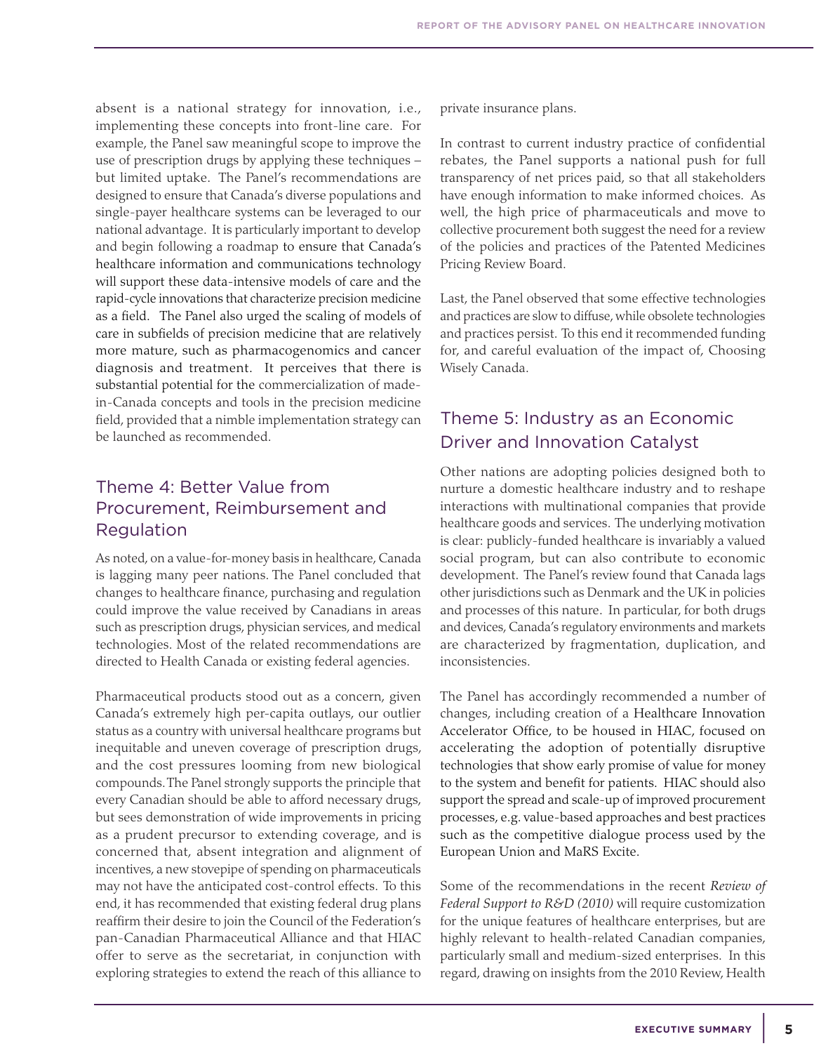absent is a national strategy for innovation, i.e., implementing these concepts into front-line care. For example, the Panel saw meaningful scope to improve the use of prescription drugs by applying these techniques – but limited uptake. The Panel's recommendations are designed to ensure that Canada's diverse populations and single-payer healthcare systems can be leveraged to our national advantage. It is particularly important to develop and begin following a roadmap to ensure that Canada's healthcare information and communications technology will support these data-intensive models of care and the rapid-cycle innovations that characterize precision medicine as a field. The Panel also urged the scaling of models of care in subfields of precision medicine that are relatively more mature, such as pharmacogenomics and cancer diagnosis and treatment. It perceives that there is substantial potential for the commercialization of made-in-Canada concepts and tools in the precision medicine field, provided that a nimble implementation strategy can be launched as recommended.

## Theme 4: Better Value from Procurement, Reimbursement and Regulation

As noted, on a value-for-money basis in healthcare, Canada is lagging many peer nations. The Panel concluded that changes to healthcare finance, purchasing and regulation could improve the value received by Canadians in areas such as prescription drugs, physician services, and medical technologies. Most of the related recommendations are directed to Health Canada or existing federal agencies.

Pharmaceutical products stood out as a concern, given Canada's extremely high per-capita outlays, our outlier status as a country with universal healthcare programs but inequitable and uneven coverage of prescription drugs, and the cost pressures looming from new biological compounds. The Panel strongly supports the principle that every Canadian should be able to afford necessary drugs, but sees demonstration of wide improvements in pricing as a prudent precursor to extending coverage, and is concerned that, absent integration and alignment of incentives, a new stovepipe of spending on pharmaceuticals may not have the anticipated cost-control effects. To this end, it has recommended that existing federal drug plans reaffirm their desire to join the Council of the Federation's pan-Canadian Pharmaceutical Alliance and that HIAC offer to serve as the secretariat, in conjunction with exploring strategies to extend the reach of this alliance to private insurance plans.

In contrast to current industry practice of confidential rebates, the Panel supports a national push for full transparency of net prices paid, so that all stakeholders have enough information to make informed choices. As well, the high price of pharmaceuticals and move to collective procurement both suggest the need for a review of the policies and practices of the Patented Medicines Pricing Review Board.

Last, the Panel observed that some effective technologies and practices are slow to diffuse, while obsolete technologies and practices persist. To this end it recommended funding for, and careful evaluation of the impact of, Choosing Wisely Canada.

## Theme 5: Industry as an Economic Driver and Innovation Catalyst

Other nations are adopting policies designed both to nurture a domestic healthcare industry and to reshape interactions with multinational companies that provide healthcare goods and services. The underlying motivation is clear: publicly-funded healthcare is invariably a valued social program, but can also contribute to economic development. The Panel's review found that Canada lags other jurisdictions such as Denmark and the UK in policies and processes of this nature. In particular, for both drugs and devices, Canada's regulatory environments and markets are characterized by fragmentation, duplication, and inconsistencies.

The Panel has accordingly recommended a number of changes, including creation of a Healthcare Innovation Accelerator Office, to be housed in HIAC, focused on accelerating the adoption of potentially disruptive technologies that show early promise of value for money to the system and benefit for patients. HIAC should also support the spread and scale-up of improved procurement processes, e.g. value-based approaches and best practices such as the competitive dialogue process used by the European Union and MaRS Excite.

Some of the recommendations in the recent *Review of Federal Support to R&D (2010)* will require customization for the unique features of healthcare enterprises, but are highly relevant to health-related Canadian companies, particularly small and medium-sized enterprises. In this regard, drawing on insights from the 2010 Review, Health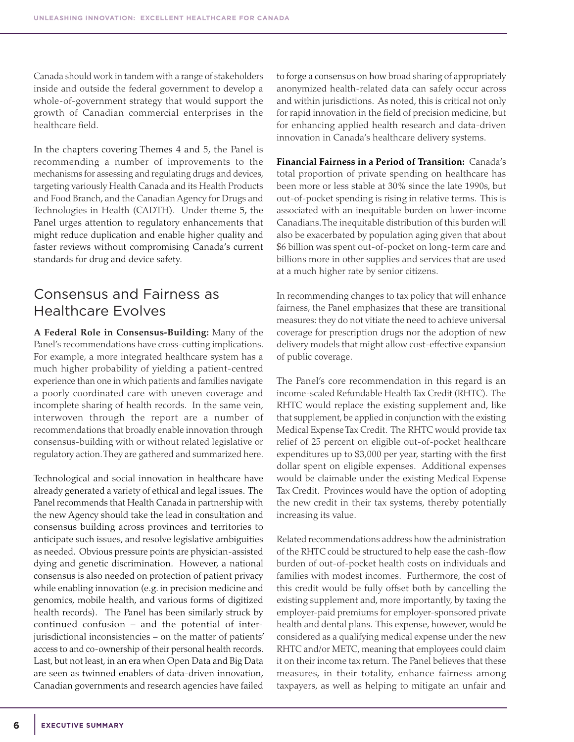Canada should work in tandem with a range of stakeholders inside and outside the federal government to develop a whole-of-government strategy that would support the growth of Canadian commercial enterprises in the healthcare field.

In the chapters covering Themes 4 and 5, the Panel is recommending a number of improvements to the mechanisms for assessing and regulating drugs and devices, targeting variously Health Canada and its Health Products and Food Branch, and the Canadian Agency for Drugs and Technologies in Health (CADTH). Under theme 5, the Panel urges attention to regulatory enhancements that might reduce duplication and enable higher quality and faster reviews without compromising Canada's current standards for drug and device safety.

## Consensus and Fairness as Healthcare Evolves

**A Federal Role in Consensus-Building:** Many of the Panel's recommendations have cross-cutting implications. For example, a more integrated healthcare system has a much higher probability of yielding a patient-centred experience than one in which patients and families navigate a poorly coordinated care with uneven coverage and incomplete sharing of health records. In the same vein, interwoven through the report are a number of recommendations that broadly enable innovation through consensus-building with or without related legislative or regulatory action. They are gathered and summarized here.

Technological and social innovation in healthcare have already generated a variety of ethical and legal issues. The Panel recommends that Health Canada in partnership with the new Agency should take the lead in consultation and consensus building across provinces and territories to anticipate such issues, and resolve legislative ambiguities as needed. Obvious pressure points are physician-assisted dying and genetic discrimination. However, a national consensus is also needed on protection of patient privacy while enabling innovation (e.g. in precision medicine and genomics, mobile health, and various forms of digitized health records). The Panel has been similarly struck by continued confusion – and the potential of inter-jurisdictional inconsistencies – on the matter of patients' access to and co-ownership of their personal health records. Last, but not least, in an era when Open Data and Big Data are seen as twinned enablers of data-driven innovation, Canadian governments and research agencies have failed to forge a consensus on how broad sharing of appropriately anonymized health-related data can safely occur across and within jurisdictions. As noted, this is critical not only for rapid innovation in the field of precision medicine, but for enhancing applied health research and data-driven innovation in Canada's healthcare delivery systems.

**Financial Fairness in a Period of Transition:** Canada's total proportion of private spending on healthcare has been more or less stable at 30% since the late 1990s, but out-of-pocket spending is rising in relative terms. This is associated with an inequitable burden on lower-income Canadians. The inequitable distribution of this burden will also be exacerbated by population aging given that about \$6 billion was spent out-of-pocket on long-term care and billions more in other supplies and services that are used at a much higher rate by senior citizens.

In recommending changes to tax policy that will enhance fairness, the Panel emphasizes that these are transitional measures: they do not vitiate the need to achieve universal coverage for prescription drugs nor the adoption of new delivery models that might allow cost-effective expansion of public coverage.

The Panel's core recommendation in this regard is an income-scaled Refundable Health Tax Credit (RHTC). The RHTC would replace the existing supplement and, like that supplement, be applied in conjunction with the existing Medical Expense Tax Credit. The RHTC would provide tax relief of 25 percent on eligible out-of-pocket healthcare expenditures up to \$3,000 per year, starting with the first dollar spent on eligible expenses. Additional expenses would be claimable under the existing Medical Expense Tax Credit. Provinces would have the option of adopting the new credit in their tax systems, thereby potentially increasing its value.

Related recommendations address how the administration of the RHTC could be structured to help ease the cash-flow burden of out-of-pocket health costs on individuals and families with modest incomes. Furthermore, the cost of this credit would be fully offset both by cancelling the existing supplement and, more importantly, by taxing the employer-paid premiums for employer-sponsored private health and dental plans. This expense, however, would be considered as a qualifying medical expense under the new RHTC and/or METC, meaning that employees could claim it on their income tax return. The Panel believes that these measures, in their totality, enhance fairness among taxpayers, as well as helping to mitigate an unfair and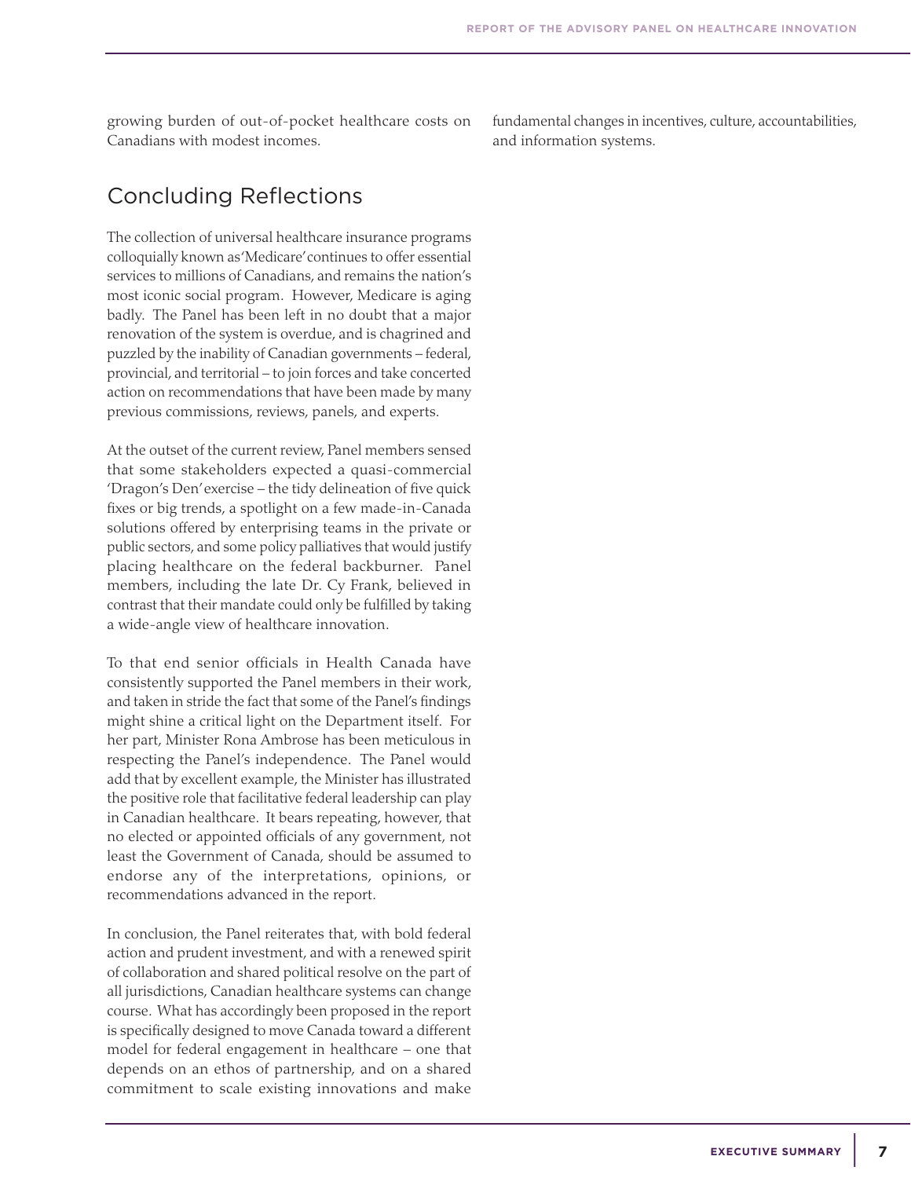growing burden of out-of-pocket healthcare costs on Canadians with modest incomes.

## Concluding Reflections

The collection of universal healthcare insurance programs colloquially known as 'Medicare' continues to offer essential services to millions of Canadians, and remains the nation's most iconic social program. However, Medicare is aging badly. The Panel has been left in no doubt that a major renovation of the system is overdue, and is chagrined and puzzled by the inability of Canadian governments – federal, provincial, and territorial – to join forces and take concerted action on recommendations that have been made by many previous commissions, reviews, panels, and experts.

At the outset of the current review, Panel members sensed that some stakeholders expected a quasi-commercial 'Dragon's Den' exercise – the tidy delineation of five quick fixes or big trends, a spotlight on a few made-in-Canada solutions offered by enterprising teams in the private or public sectors, and some policy palliatives that would justify placing healthcare on the federal backburner. Panel members, including the late Dr. Cy Frank, believed in contrast that their mandate could only be fulfilled by taking a wide-angle view of healthcare innovation.

To that end senior officials in Health Canada have consistently supported the Panel members in their work, and taken in stride the fact that some of the Panel's findings might shine a critical light on the Department itself. For her part, Minister Rona Ambrose has been meticulous in respecting the Panel's independence. The Panel would add that by excellent example, the Minister has illustrated the positive role that facilitative federal leadership can play in Canadian healthcare. It bears repeating, however, that no elected or appointed officials of any government, not least the Government of Canada, should be assumed to endorse any of the interpretations, opinions, or recommendations advanced in the report.

In conclusion, the Panel reiterates that, with bold federal action and prudent investment, and with a renewed spirit of collaboration and shared political resolve on the part of all jurisdictions, Canadian healthcare systems can change course. What has accordingly been proposed in the report is specifically designed to move Canada toward a different model for federal engagement in healthcare – one that depends on an ethos of partnership, and on a shared commitment to scale existing innovations and make fundamental changes in incentives, culture, accountabilities, and information systems.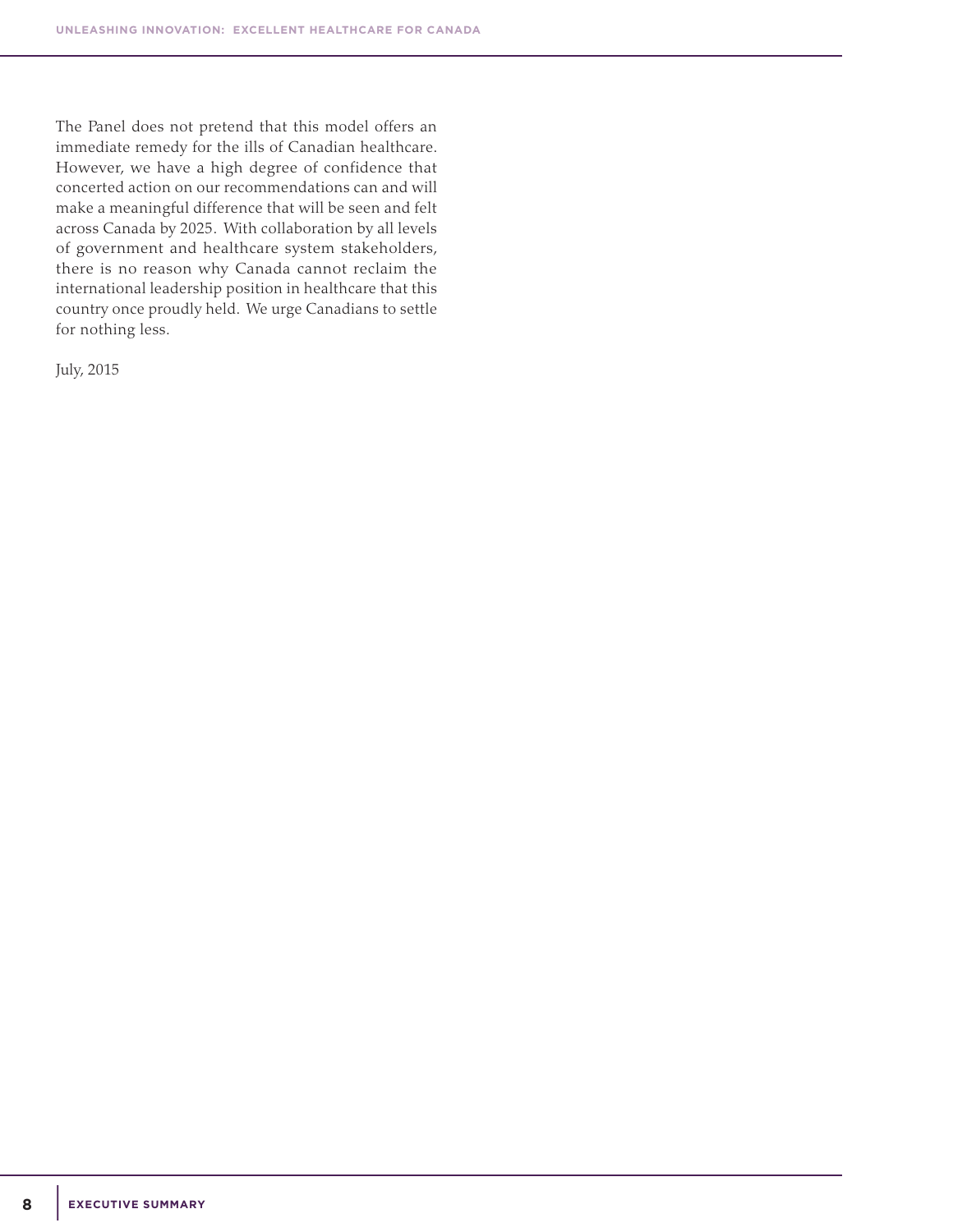The Panel does not pretend that this model offers an immediate remedy for the ills of Canadian healthcare. However, we have a high degree of confidence that concerted action on our recommendations can and will make a meaningful difference that will be seen and felt across Canada by 2025. With collaboration by all levels of government and healthcare system stakeholders, there is no reason why Canada cannot reclaim the international leadership position in healthcare that this country once proudly held. We urge Canadians to settle for nothing less.

July, 2015